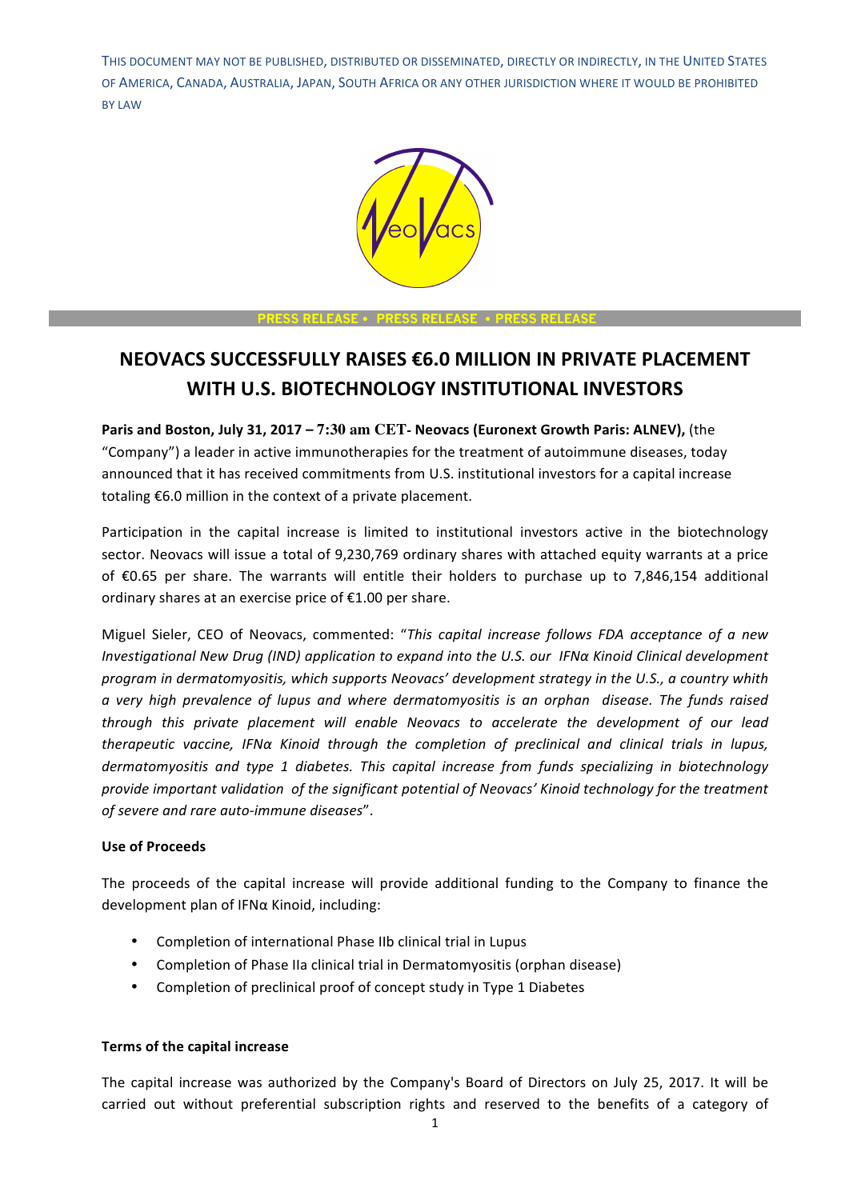THIS DOCUMENT MAY NOT BE PUBLISHED, DISTRIBUTED OR DISSEMINATED, DIRECTLY OR INDIRECTLY, IN THE UNITED STATES OF AMERICA, CANADA, AUSTRALIA, JAPAN, SOUTH AFRICA OR ANY OTHER JURISDICTION WHERE IT WOULD BE PROHIBITED BY LAW

PRESS RELEASE • PRESS RELEASE • PRESS RELEASE

# NEOVACS SUCCESSFULLY RAISES €6.0 MILLION IN PRIVATE PLACEMENT WITH U.S. BIOTECHNOLOGY INSTITUTIONAL INVESTORS

**Paris and Boston, July 31, 2017 – 7:30 am CET- Neovacs (Euronext Growth Paris: ALNEV),** (the "Company") a leader in active immunotherapies for the treatment of autoimmune diseases, today announced that it has received commitments from U.S. institutional investors for a capital increase totaling €6.0 million in the context of a private placement.

Participation in the capital increase is limited to institutional investors active in the biotechnology sector. Neovacs will issue a total of 9,230,769 ordinary shares with attached equity warrants at a price of €0.65 per share. The warrants will entitle their holders to purchase up to 7,846,154 additional ordinary shares at an exercise price of €1.00 per share.

Miguel Sieler, CEO of Neovacs, commented: "*This capital increase follows FDA acceptance of a new Investigational New Drug (IND) application to expand into the U.S. our IFNα Kinoid Clinical development program in dermatomyositis, which supports Neovacs' development strategy in the U.S., a country whith a very high prevalence of lupus and where dermatomyositis is an orphan disease. The funds raised through this private placement will enable Neovacs to accelerate the development of our lead therapeutic vaccine, IFNα Kinoid through the completion of preclinical and clinical trials in lupus, dermatomyositis and type 1 diabetes. This capital increase from funds specializing in biotechnology provide important validation of the significant potential of Neovacs' Kinoid technology for the treatment of severe and rare auto-immune diseases*".

**Use of Proceeds**

The proceeds of the capital increase will provide additional funding to the Company to finance the development plan of IFNα Kinoid, including:

- Completion of international Phase IIb clinical trial in Lupus
- Completion of Phase IIa clinical trial in Dermatomyositis (orphan disease)
- Completion of preclinical proof of concept study in Type 1 Diabetes

**Terms of the capital increase**

The capital increase was authorized by the Company's Board of Directors on July 25, 2017. It will be carried out without preferential subscription rights and reserved to the benefits of a category of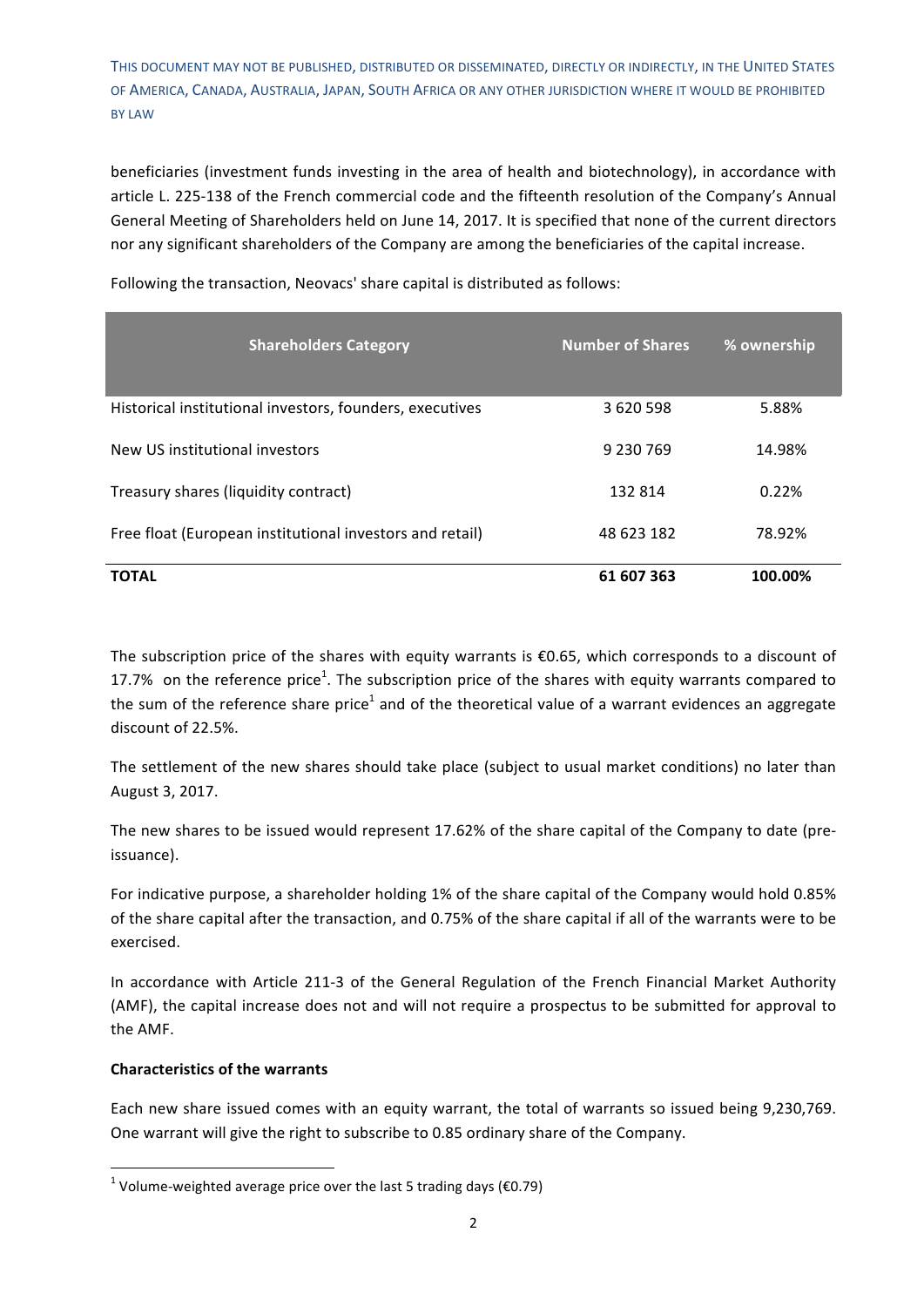beneficiaries (investment funds investing in the area of health and biotechnology), in accordance with article L. 225-138 of the French commercial code and the fifteenth resolution of the Company's Annual General Meeting of Shareholders held on June 14, 2017. It is specified that none of the current directors nor any significant shareholders of the Company are among the beneficiaries of the capital increase.

Following the transaction, Neovacs' share capital is distributed as follows:

| Shareholders Category | Number of Shares | % ownership |
|---|---|---|
| Historical institutional investors, founders, executives | 3 620 598 | 5.88% |
| New US institutional investors | 9 230 769 | 14.98% |
| Treasury shares (liquidity contract) | 132 814 | 0.22% |
| Free float (European institutional investors and retail) | 48 623 182 | 78.92% |
| **TOTAL** | **61 607 363** | **100.00%** |

The subscription price of the shares with equity warrants is €0.65, which corresponds to a discount of 17.7% on the reference price[1]. The subscription price of the shares with equity warrants compared to the sum of the reference share price[1] and of the theoretical value of a warrant evidences an aggregate discount of 22.5%.

The settlement of the new shares should take place (subject to usual market conditions) no later than August 3, 2017.

The new shares to be issued would represent 17.62% of the share capital of the Company to date (pre-issuance).

For indicative purpose, a shareholder holding 1% of the share capital of the Company would hold 0.85% of the share capital after the transaction, and 0.75% of the share capital if all of the warrants were to be exercised.

In accordance with Article 211-3 of the General Regulation of the French Financial Market Authority (AMF), the capital increase does not and will not require a prospectus to be submitted for approval to the AMF.

**Characteristics of the warrants**

Each new share issued comes with an equity warrant, the total of warrants so issued being 9,230,769. One warrant will give the right to subscribe to 0.85 ordinary share of the Company.

[1] Volume-weighted average price over the last 5 trading days (€0.79)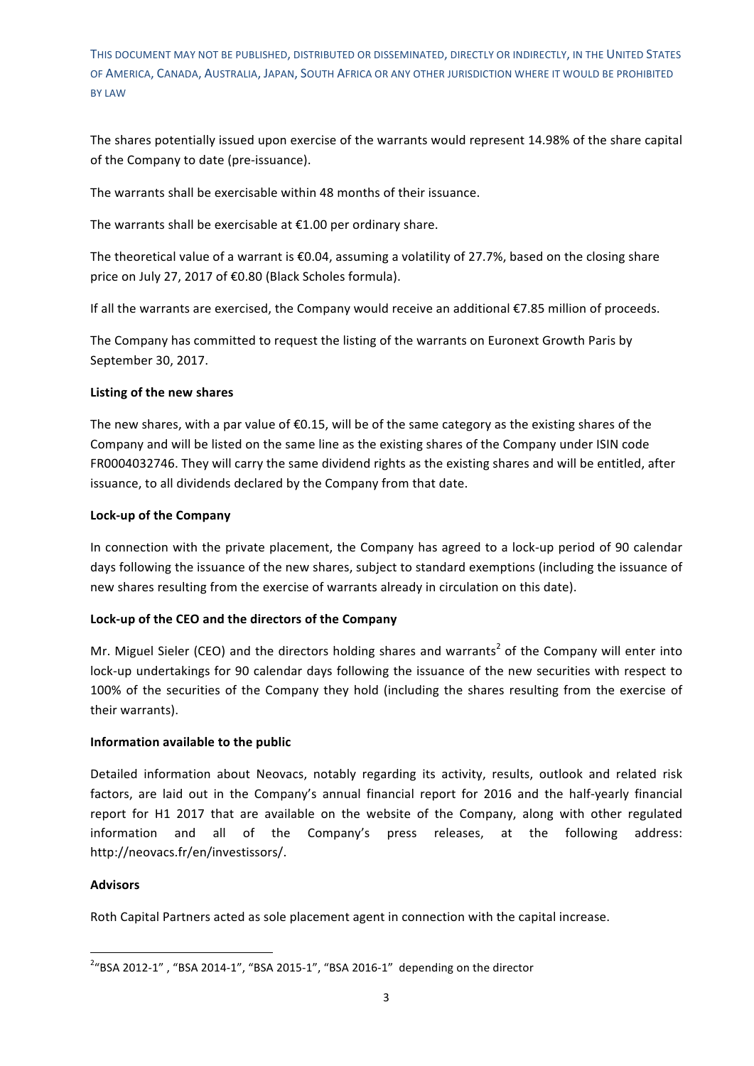THIS DOCUMENT MAY NOT BE PUBLISHED, DISTRIBUTED OR DISSEMINATED, DIRECTLY OR INDIRECTLY, IN THE UNITED STATES OF AMERICA, CANADA, AUSTRALIA, JAPAN, SOUTH AFRICA OR ANY OTHER JURISDICTION WHERE IT WOULD BE PROHIBITED BY LAW

The shares potentially issued upon exercise of the warrants would represent 14.98% of the share capital of the Company to date (pre-issuance).

The warrants shall be exercisable within 48 months of their issuance.

The warrants shall be exercisable at €1.00 per ordinary share.

The theoretical value of a warrant is €0.04, assuming a volatility of 27.7%, based on the closing share price on July 27, 2017 of €0.80 (Black Scholes formula).

If all the warrants are exercised, the Company would receive an additional €7.85 million of proceeds.

The Company has committed to request the listing of the warrants on Euronext Growth Paris by September 30, 2017.

**Listing of the new shares**

The new shares, with a par value of €0.15, will be of the same category as the existing shares of the Company and will be listed on the same line as the existing shares of the Company under ISIN code FR0004032746. They will carry the same dividend rights as the existing shares and will be entitled, after issuance, to all dividends declared by the Company from that date.

**Lock-up of the Company**

In connection with the private placement, the Company has agreed to a lock-up period of 90 calendar days following the issuance of the new shares, subject to standard exemptions (including the issuance of new shares resulting from the exercise of warrants already in circulation on this date).

**Lock-up of the CEO and the directors of the Company**

Mr. Miguel Sieler (CEO) and the directors holding shares and warrants[2] of the Company will enter into lock-up undertakings for 90 calendar days following the issuance of the new securities with respect to 100% of the securities of the Company they hold (including the shares resulting from the exercise of their warrants).

**Information available to the public**

Detailed information about Neovacs, notably regarding its activity, results, outlook and related risk factors, are laid out in the Company's annual financial report for 2016 and the half-yearly financial report for H1 2017 that are available on the website of the Company, along with other regulated information and all of the Company's press releases, at the following address: http://neovacs.fr/en/investissors/.

**Advisors**

Roth Capital Partners acted as sole placement agent in connection with the capital increase.

[2] "BSA 2012-1" , "BSA 2014-1", "BSA 2015-1", "BSA 2016-1" depending on the director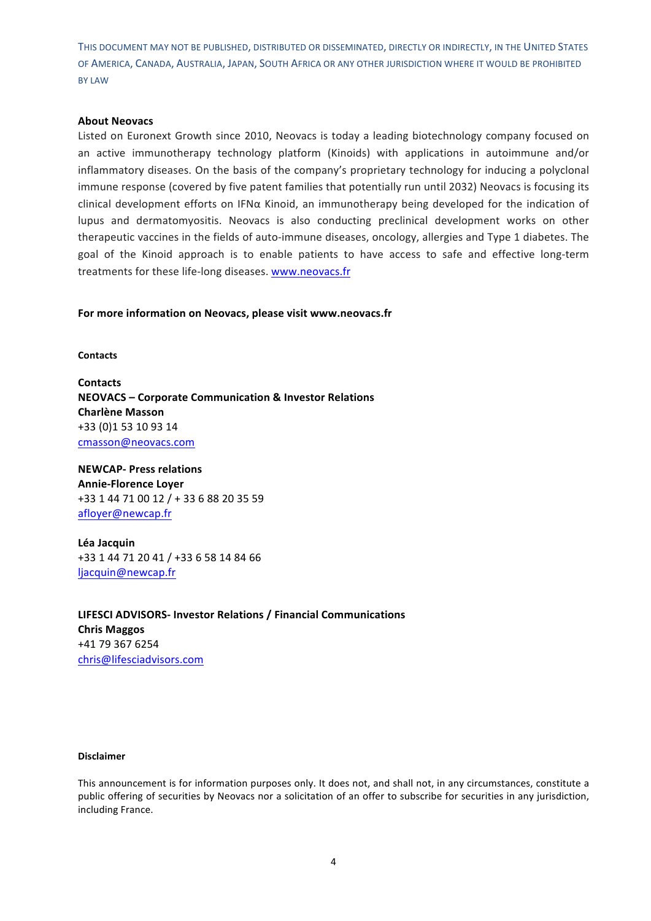THIS DOCUMENT MAY NOT BE PUBLISHED, DISTRIBUTED OR DISSEMINATED, DIRECTLY OR INDIRECTLY, IN THE UNITED STATES OF AMERICA, CANADA, AUSTRALIA, JAPAN, SOUTH AFRICA OR ANY OTHER JURISDICTION WHERE IT WOULD BE PROHIBITED BY LAW

**About Neovacs**

Listed on Euronext Growth since 2010, Neovacs is today a leading biotechnology company focused on an active immunotherapy technology platform (Kinoids) with applications in autoimmune and/or inflammatory diseases. On the basis of the company's proprietary technology for inducing a polyclonal immune response (covered by five patent families that potentially run until 2032) Neovacs is focusing its clinical development efforts on IFNα Kinoid, an immunotherapy being developed for the indication of lupus and dermatomyositis. Neovacs is also conducting preclinical development works on other therapeutic vaccines in the fields of auto-immune diseases, oncology, allergies and Type 1 diabetes. The goal of the Kinoid approach is to enable patients to have access to safe and effective long-term treatments for these life-long diseases. www.neovacs.fr

**For more information on Neovacs, please visit www.neovacs.fr**

**Contacts**

**Contacts**
**NEOVACS – Corporate Communication & Investor Relations**
**Charlène Masson**
+33 (0)1 53 10 93 14
cmasson@neovacs.com

**NEWCAP- Press relations**
**Annie-Florence Loyer**
+33 1 44 71 00 12 / + 33 6 88 20 35 59
afloyer@newcap.fr

**Léa Jacquin**
+33 1 44 71 20 41 / +33 6 58 14 84 66
ljacquin@newcap.fr

**LIFESCI ADVISORS- Investor Relations / Financial Communications**
**Chris Maggos**
+41 79 367 6254
chris@lifesciadvisors.com

**Disclaimer**

This announcement is for information purposes only. It does not, and shall not, in any circumstances, constitute a public offering of securities by Neovacs nor a solicitation of an offer to subscribe for securities in any jurisdiction, including France.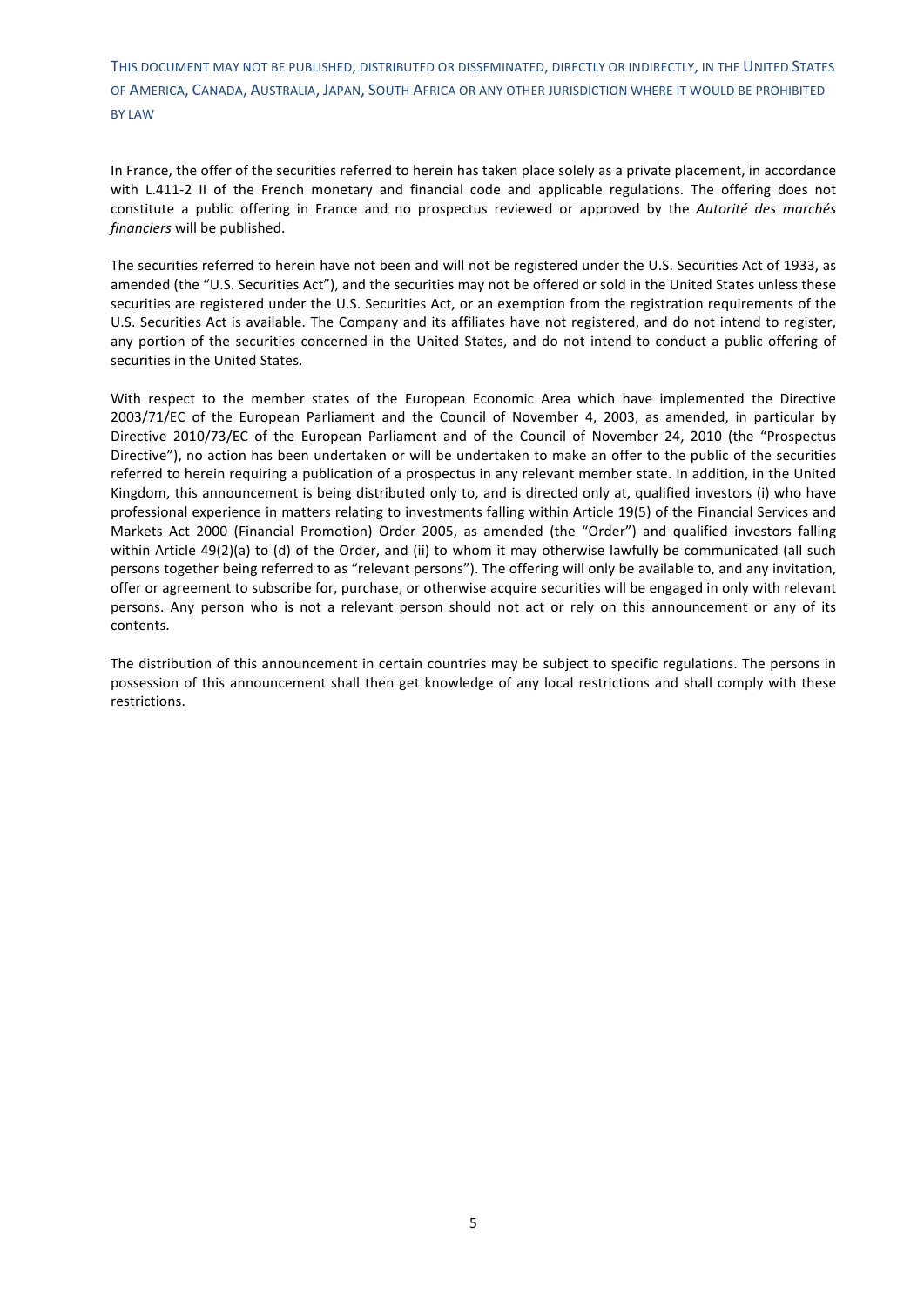THIS DOCUMENT MAY NOT BE PUBLISHED, DISTRIBUTED OR DISSEMINATED, DIRECTLY OR INDIRECTLY, IN THE UNITED STATES OF AMERICA, CANADA, AUSTRALIA, JAPAN, SOUTH AFRICA OR ANY OTHER JURISDICTION WHERE IT WOULD BE PROHIBITED BY LAW

In France, the offer of the securities referred to herein has taken place solely as a private placement, in accordance with L.411-2 II of the French monetary and financial code and applicable regulations. The offering does not constitute a public offering in France and no prospectus reviewed or approved by the *Autorité des marchés financiers* will be published.

The securities referred to herein have not been and will not be registered under the U.S. Securities Act of 1933, as amended (the "U.S. Securities Act"), and the securities may not be offered or sold in the United States unless these securities are registered under the U.S. Securities Act, or an exemption from the registration requirements of the U.S. Securities Act is available. The Company and its affiliates have not registered, and do not intend to register, any portion of the securities concerned in the United States, and do not intend to conduct a public offering of securities in the United States.

With respect to the member states of the European Economic Area which have implemented the Directive 2003/71/EC of the European Parliament and the Council of November 4, 2003, as amended, in particular by Directive 2010/73/EC of the European Parliament and of the Council of November 24, 2010 (the "Prospectus Directive"), no action has been undertaken or will be undertaken to make an offer to the public of the securities referred to herein requiring a publication of a prospectus in any relevant member state. In addition, in the United Kingdom, this announcement is being distributed only to, and is directed only at, qualified investors (i) who have professional experience in matters relating to investments falling within Article 19(5) of the Financial Services and Markets Act 2000 (Financial Promotion) Order 2005, as amended (the "Order") and qualified investors falling within Article 49(2)(a) to (d) of the Order, and (ii) to whom it may otherwise lawfully be communicated (all such persons together being referred to as "relevant persons"). The offering will only be available to, and any invitation, offer or agreement to subscribe for, purchase, or otherwise acquire securities will be engaged in only with relevant persons. Any person who is not a relevant person should not act or rely on this announcement or any of its contents.

The distribution of this announcement in certain countries may be subject to specific regulations. The persons in possession of this announcement shall then get knowledge of any local restrictions and shall comply with these restrictions.